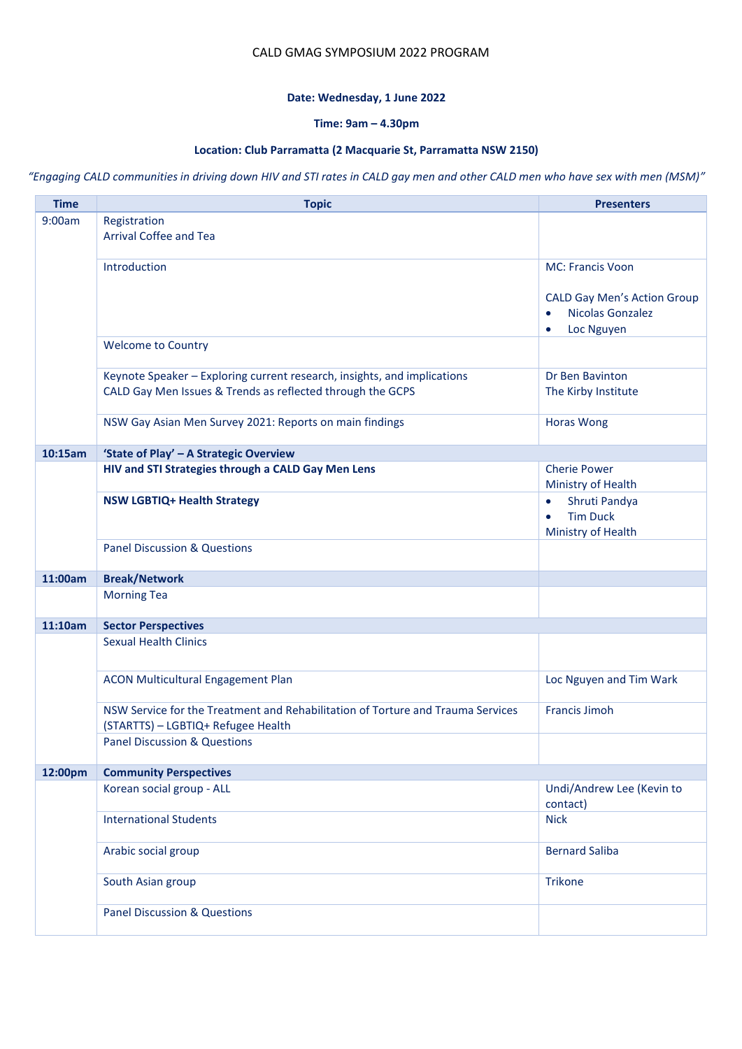# CALD GMAG SYMPOSIUM 2022 PROGRAM

**Date: Wednesday, 1 June 2022**

**Time: 9am – 4.30pm**

**Location: Club Parramatta (2 Macquarie St, Parramatta NSW 2150)**

*"Engaging CALD communities in driving down HIV and STI rates in CALD gay men and other CALD men who have sex with men (MSM)"*

| Time | Topic | Presenters |
|---|---|---|
| 9:00am | Registration<br>Arrival Coffee and Tea | |
| | Introduction | MC: Francis Voon<br><br>CALD Gay Men's Action Group<br>• Nicolas Gonzalez<br>• Loc Nguyen |
| | Welcome to Country | |
| | Keynote Speaker – Exploring current research, insights, and implications<br>CALD Gay Men Issues & Trends as reflected through the GCPS | Dr Ben Bavinton<br>The Kirby Institute |
| | NSW Gay Asian Men Survey 2021: Reports on main findings | Horas Wong |
| **10:15am** | **'State of Play' – A Strategic Overview** | |
| | **HIV and STI Strategies through a CALD Gay Men Lens** | Cherie Power<br>Ministry of Health |
| | **NSW LGBTIQ+ Health Strategy** | • Shruti Pandya<br>• Tim Duck<br>Ministry of Health |
| | Panel Discussion & Questions | |
| **11:00am** | **Break/Network** | |
| | Morning Tea | |
| **11:10am** | **Sector Perspectives** | |
| | Sexual Health Clinics | |
| | ACON Multicultural Engagement Plan | Loc Nguyen and Tim Wark |
| | NSW Service for the Treatment and Rehabilitation of Torture and Trauma Services (STARTTS) – LGBTIQ+ Refugee Health | Francis Jimoh |
| | Panel Discussion & Questions | |
| **12:00pm** | **Community Perspectives** | |
| | Korean social group - ALL | Undi/Andrew Lee (Kevin to contact) |
| | International Students | Nick |
| | Arabic social group | Bernard Saliba |
| | South Asian group | Trikone |
| | Panel Discussion & Questions | |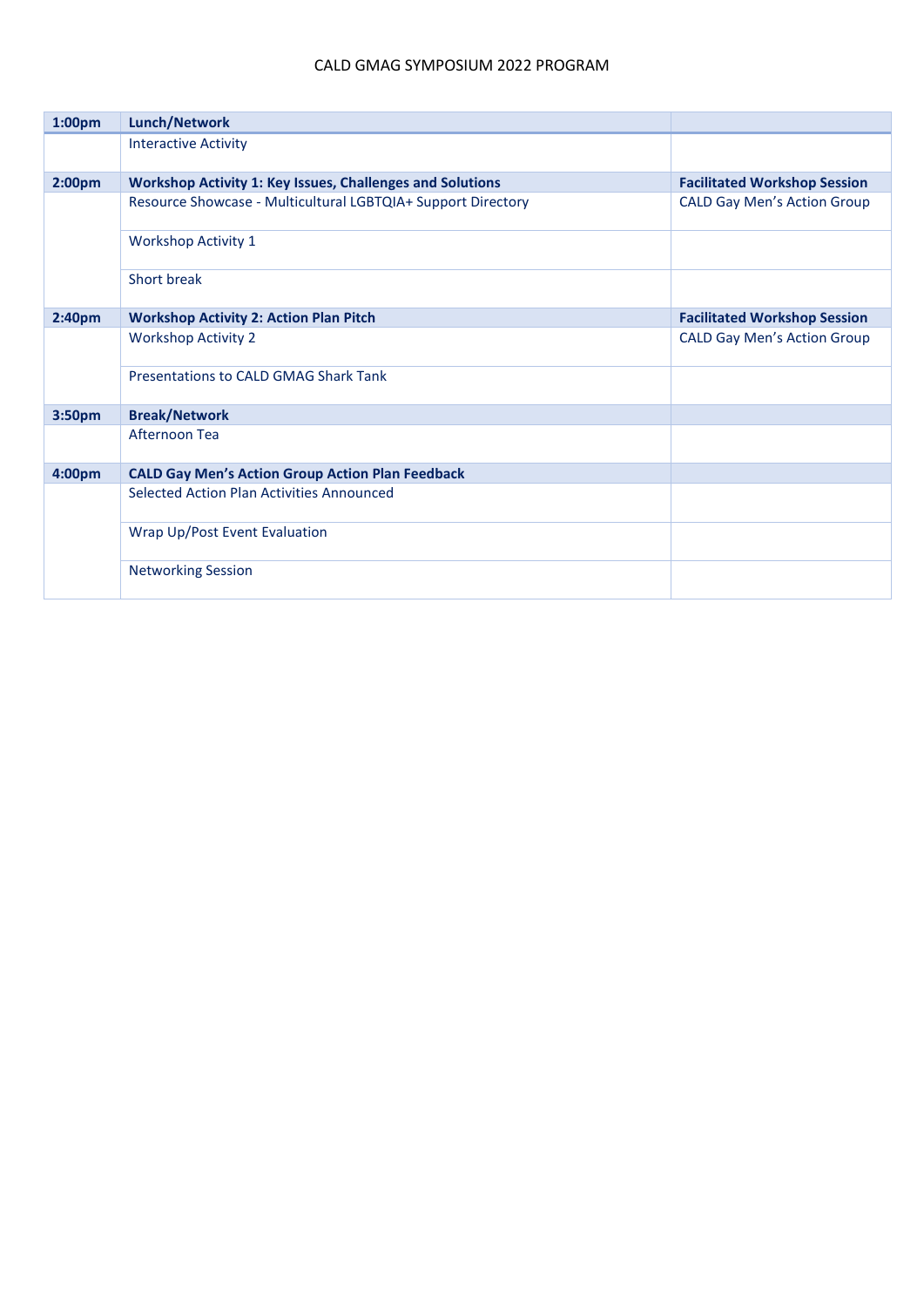CALD GMAG SYMPOSIUM 2022 PROGRAM

| | | |
|---|---|---|
| **1:00pm** | **Lunch/Network** | |
| | Interactive Activity | |
| **2:00pm** | **Workshop Activity 1: Key Issues, Challenges and Solutions** | **Facilitated Workshop Session** |
| | Resource Showcase - Multicultural LGBTQIA+ Support Directory | CALD Gay Men's Action Group |
| | Workshop Activity 1 | |
| | Short break | |
| **2:40pm** | **Workshop Activity 2: Action Plan Pitch** | **Facilitated Workshop Session** |
| | Workshop Activity 2 | CALD Gay Men's Action Group |
| | Presentations to CALD GMAG Shark Tank | |
| **3:50pm** | **Break/Network** | |
| | Afternoon Tea | |
| **4:00pm** | **CALD Gay Men's Action Group Action Plan Feedback** | |
| | Selected Action Plan Activities Announced | |
| | Wrap Up/Post Event Evaluation | |
| | Networking Session | |